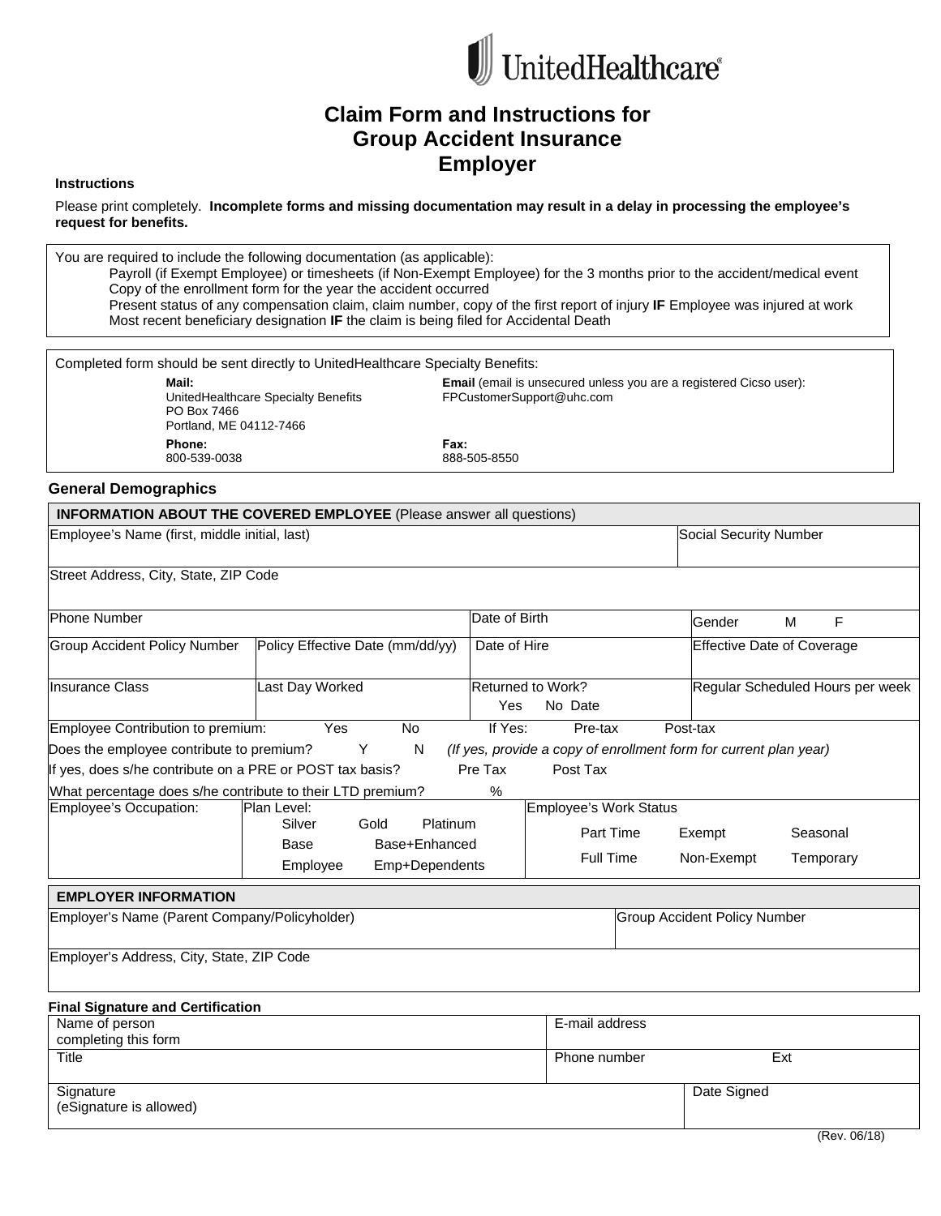UnitedHealthcare

# Claim Form and Instructions for Group Accident Insurance Employer

**Instructions**

Please print completely. **Incomplete forms and missing documentation may result in a delay in processing the employee's request for benefits.**

You are required to include the following documentation (as applicable):

- Payroll (if Exempt Employee) or timesheets (if Non-Exempt Employee) for the 3 months prior to the accident/medical event
- Copy of the enrollment form for the year the accident occurred
- Present status of any compensation claim, claim number, copy of the first report of injury **IF** Employee was injured at work
- Most recent beneficiary designation **IF** the claim is being filed for Accidental Death

Completed form should be sent directly to UnitedHealthcare Specialty Benefits:

**Mail:**
UnitedHealthcare Specialty Benefits
PO Box 7466
Portland, ME 04112-7466

**Email** (email is unsecured unless you are a registered Cicso user):
FPCustomerSupport@uhc.com

**Phone:**
800-539-0038

**Fax:**
888-505-8550

## General Demographics

| **INFORMATION ABOUT THE COVERED EMPLOYEE** (Please answer all questions) | | | |
|---|---|---|---|
| Employee's Name (first, middle initial, last) | | | Social Security Number |
| Street Address, City, State, ZIP Code | | | |
| Phone Number | | Date of Birth | Gender M F |
| Group Accident Policy Number | Policy Effective Date (mm/dd/yy) | Date of Hire | Effective Date of Coverage |
| Insurance Class | Last Day Worked | Returned to Work? Yes No Date | Regular Scheduled Hours per week |
| Employee Contribution to premium: Yes No | | If Yes: Pre-tax | Post-tax |
| Does the employee contribute to premium? Y N | | *(If yes, provide a copy of enrollment form for current plan year)* | |
| If yes, does s/he contribute on a PRE or POST tax basis? | | Pre Tax Post Tax | |
| What percentage does s/he contribute to their LTD premium? | | % | |
| Employee's Occupation: | Plan Level: Silver Gold Platinum Base Base+Enhanced Employee Emp+Dependents | Employee's Work Status Part Time Exempt Seasonal Full Time Non-Exempt Temporary | |

| **EMPLOYER INFORMATION** | |
|---|---|
| Employer's Name (Parent Company/Policyholder) | Group Accident Policy Number |
| Employer's Address, City, State, ZIP Code | |

**Final Signature and Certification**

| Name of person completing this form | E-mail address | |
|---|---|---|
| Title | Phone number | Ext |
| Signature (eSignature is allowed) | | Date Signed |

(Rev. 06/18)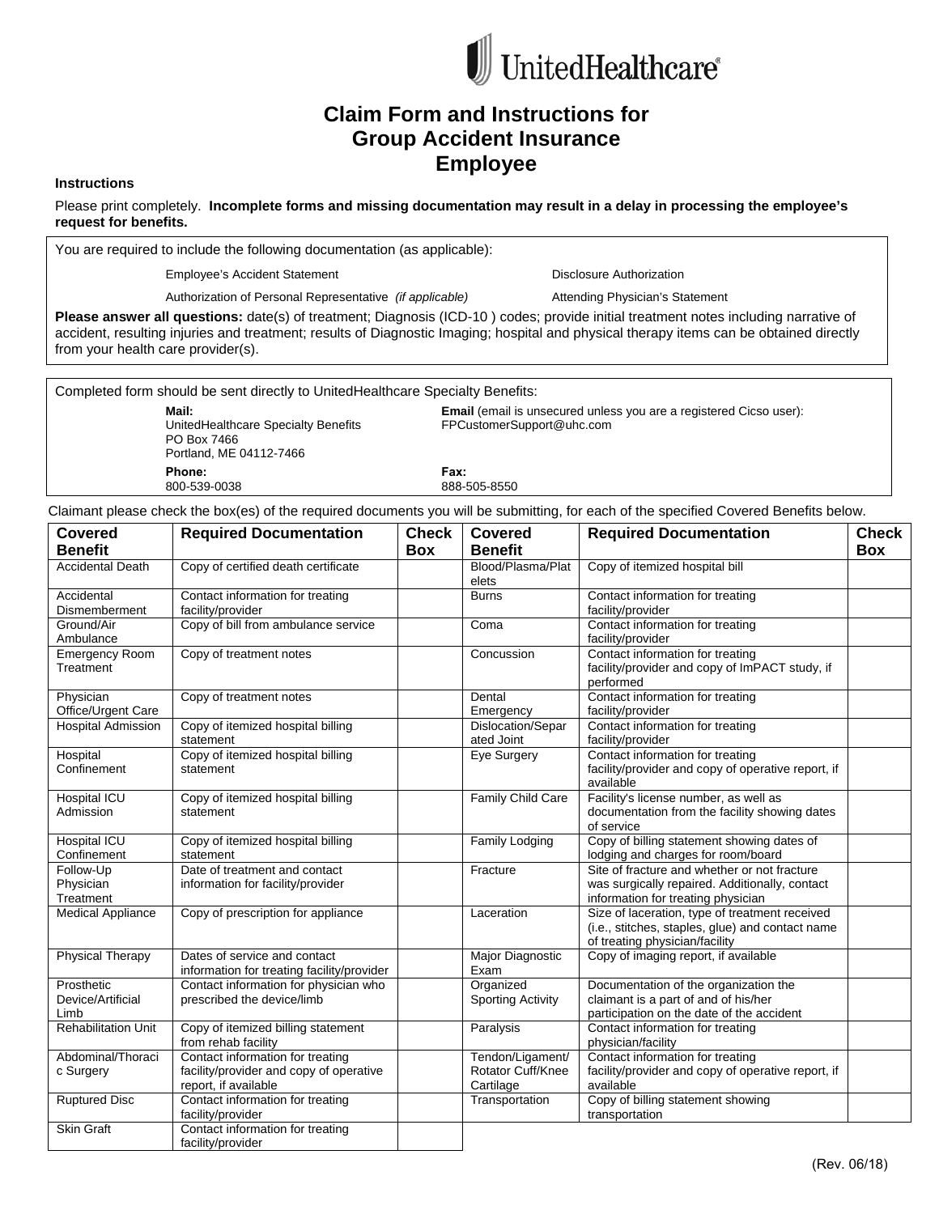UnitedHealthcare

# Claim Form and Instructions for Group Accident Insurance Employee

**Instructions**

Please print completely. **Incomplete forms and missing documentation may result in a delay in processing the employee's request for benefits.**

You are required to include the following documentation (as applicable):

- Employee's Accident Statement
- Disclosure Authorization
- Authorization of Personal Representative *(if applicable)*
- Attending Physician's Statement

**Please answer all questions:** date(s) of treatment; Diagnosis (ICD-10 ) codes; provide initial treatment notes including narrative of accident, resulting injuries and treatment; results of Diagnostic Imaging; hospital and physical therapy items can be obtained directly from your health care provider(s).

Completed form should be sent directly to UnitedHealthcare Specialty Benefits:

**Mail:**
UnitedHealthcare Specialty Benefits
PO Box 7466
Portland, ME 04112-7466

**Email** (email is unsecured unless you are a registered Cicso user):
FPCustomerSupport@uhc.com

**Phone:**
800-539-0038

**Fax:**
888-505-8550

Claimant please check the box(es) of the required documents you will be submitting, for each of the specified Covered Benefits below.

| Covered Benefit | Required Documentation | Check Box | Covered Benefit | Required Documentation | Check Box |
|---|---|---|---|---|---|
| Accidental Death | Copy of certified death certificate | | Blood/Plasma/Platelets | Copy of itemized hospital bill | |
| Accidental Dismemberment | Contact information for treating facility/provider | | Burns | Contact information for treating facility/provider | |
| Ground/Air Ambulance | Copy of bill from ambulance service | | Coma | Contact information for treating facility/provider | |
| Emergency Room Treatment | Copy of treatment notes | | Concussion | Contact information for treating facility/provider and copy of ImPACT study, if performed | |
| Physician Office/Urgent Care | Copy of treatment notes | | Dental Emergency | Contact information for treating facility/provider | |
| Hospital Admission | Copy of itemized hospital billing statement | | Dislocation/Separated Joint | Contact information for treating facility/provider | |
| Hospital Confinement | Copy of itemized hospital billing statement | | Eye Surgery | Contact information for treating facility/provider and copy of operative report, if available | |
| Hospital ICU Admission | Copy of itemized hospital billing statement | | Family Child Care | Facility's license number, as well as documentation from the facility showing dates of service | |
| Hospital ICU Confinement | Copy of itemized hospital billing statement | | Family Lodging | Copy of billing statement showing dates of lodging and charges for room/board | |
| Follow-Up Physician Treatment | Date of treatment and contact information for facility/provider | | Fracture | Site of fracture and whether or not fracture was surgically repaired. Additionally, contact information for treating physician | |
| Medical Appliance | Copy of prescription for appliance | | Laceration | Size of laceration, type of treatment received (i.e., stitches, staples, glue) and contact name of treating physician/facility | |
| Physical Therapy | Dates of service and contact information for treating facility/provider | | Major Diagnostic Exam | Copy of imaging report, if available | |
| Prosthetic Device/Artificial Limb | Contact information for physician who prescribed the device/limb | | Organized Sporting Activity | Documentation of the organization the claimant is a part of and of his/her participation on the date of the accident | |
| Rehabilitation Unit | Copy of itemized billing statement from rehab facility | | Paralysis | Contact information for treating physician/facility | |
| Abdominal/Thoracic Surgery | Contact information for treating facility/provider and copy of operative report, if available | | Tendon/Ligament/Rotator Cuff/Knee Cartilage | Contact information for treating facility/provider and copy of operative report, if available | |
| Ruptured Disc | Contact information for treating facility/provider | | Transportation | Copy of billing statement showing transportation | |
| Skin Graft | Contact information for treating facility/provider | | | | |

(Rev. 06/18)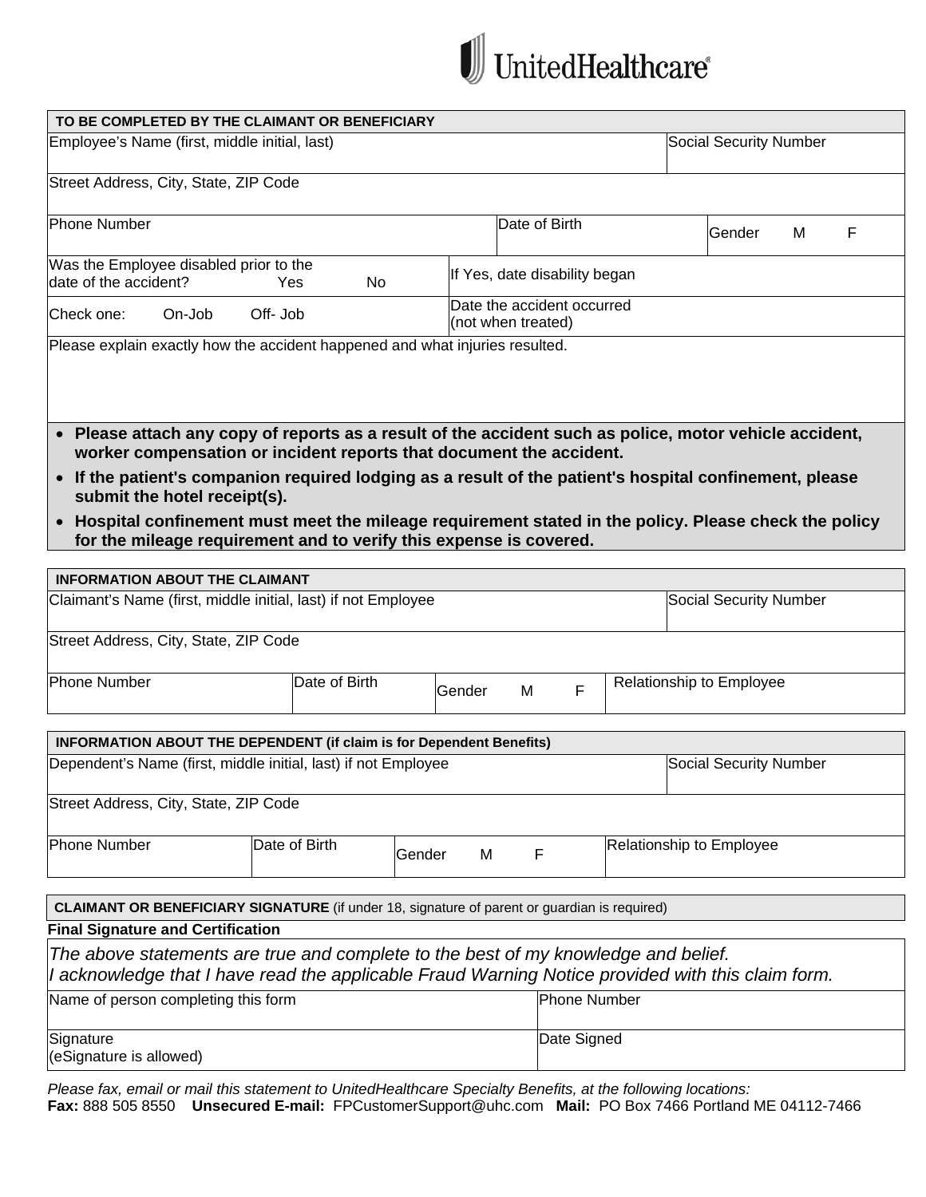UnitedHealthcare

| TO BE COMPLETED BY THE CLAIMANT OR BENEFICIARY | | |
|---|---|---|
| Employee's Name (first, middle initial, last) | | Social Security Number |
| Street Address, City, State, ZIP Code | | |
| Phone Number | Date of Birth | Gender M F |
| Was the Employee disabled prior to the date of the accident? Yes No | If Yes, date disability began | |
| Check one: On-Job Off- Job | Date the accident occurred (not when treated) | |
| Please explain exactly how the accident happened and what injuries resulted. | | |

- **Please attach any copy of reports as a result of the accident such as police, motor vehicle accident, worker compensation or incident reports that document the accident.**
- **If the patient's companion required lodging as a result of the patient's hospital confinement, please submit the hotel receipt(s).**
- **Hospital confinement must meet the mileage requirement stated in the policy. Please check the policy for the mileage requirement and to verify this expense is covered.**

| INFORMATION ABOUT THE CLAIMANT | | | |
|---|---|---|---|
| Claimant's Name (first, middle initial, last) if not Employee | | | Social Security Number |
| Street Address, City, State, ZIP Code | | | |
| Phone Number | Date of Birth | Gender M F | Relationship to Employee |

| INFORMATION ABOUT THE DEPENDENT (if claim is for Dependent Benefits) | | | |
|---|---|---|---|
| Dependent's Name (first, middle initial, last) if not Employee | | | Social Security Number |
| Street Address, City, State, ZIP Code | | | |
| Phone Number | Date of Birth | Gender M F | Relationship to Employee |

**CLAIMANT OR BENEFICIARY SIGNATURE** (if under 18, signature of parent or guardian is required)

**Final Signature and Certification**

*The above statements are true and complete to the best of my knowledge and belief.*
*I acknowledge that I have read the applicable Fraud Warning Notice provided with this claim form.*

| Name of person completing this form | Phone Number |
|---|---|
| Signature (eSignature is allowed) | Date Signed |

*Please fax, email or mail this statement to UnitedHealthcare Specialty Benefits, at the following locations:*
**Fax:** 888 505 8550 **Unsecured E-mail:** FPCustomerSupport@uhc.com **Mail:** PO Box 7466 Portland ME 04112-7466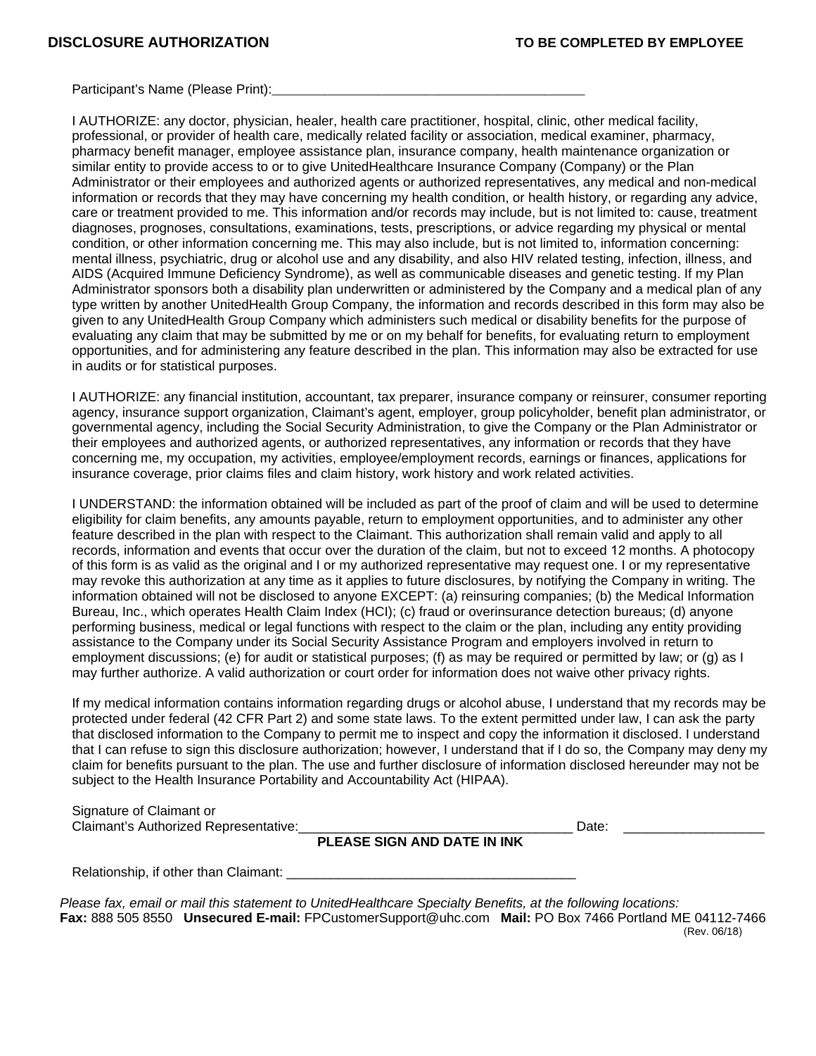**DISCLOSURE AUTHORIZATION** **TO BE COMPLETED BY EMPLOYEE**

Participant's Name (Please Print):___________________________________________

I AUTHORIZE: any doctor, physician, healer, health care practitioner, hospital, clinic, other medical facility, professional, or provider of health care, medically related facility or association, medical examiner, pharmacy, pharmacy benefit manager, employee assistance plan, insurance company, health maintenance organization or similar entity to provide access to or to give UnitedHealthcare Insurance Company (Company) or the Plan Administrator or their employees and authorized agents or authorized representatives, any medical and non-medical information or records that they may have concerning my health condition, or health history, or regarding any advice, care or treatment provided to me. This information and/or records may include, but is not limited to: cause, treatment diagnoses, prognoses, consultations, examinations, tests, prescriptions, or advice regarding my physical or mental condition, or other information concerning me. This may also include, but is not limited to, information concerning: mental illness, psychiatric, drug or alcohol use and any disability, and also HIV related testing, infection, illness, and AIDS (Acquired Immune Deficiency Syndrome), as well as communicable diseases and genetic testing. If my Plan Administrator sponsors both a disability plan underwritten or administered by the Company and a medical plan of any type written by another UnitedHealth Group Company, the information and records described in this form may also be given to any UnitedHealth Group Company which administers such medical or disability benefits for the purpose of evaluating any claim that may be submitted by me or on my behalf for benefits, for evaluating return to employment opportunities, and for administering any feature described in the plan. This information may also be extracted for use in audits or for statistical purposes.

I AUTHORIZE: any financial institution, accountant, tax preparer, insurance company or reinsurer, consumer reporting agency, insurance support organization, Claimant's agent, employer, group policyholder, benefit plan administrator, or governmental agency, including the Social Security Administration, to give the Company or the Plan Administrator or their employees and authorized agents, or authorized representatives, any information or records that they have concerning me, my occupation, my activities, employee/employment records, earnings or finances, applications for insurance coverage, prior claims files and claim history, work history and work related activities.

I UNDERSTAND: the information obtained will be included as part of the proof of claim and will be used to determine eligibility for claim benefits, any amounts payable, return to employment opportunities, and to administer any other feature described in the plan with respect to the Claimant. This authorization shall remain valid and apply to all records, information and events that occur over the duration of the claim, but not to exceed 12 months. A photocopy of this form is as valid as the original and I or my authorized representative may request one. I or my representative may revoke this authorization at any time as it applies to future disclosures, by notifying the Company in writing. The information obtained will not be disclosed to anyone EXCEPT: (a) reinsuring companies; (b) the Medical Information Bureau, Inc., which operates Health Claim Index (HCI); (c) fraud or overinsurance detection bureaus; (d) anyone performing business, medical or legal functions with respect to the claim or the plan, including any entity providing assistance to the Company under its Social Security Assistance Program and employers involved in return to employment discussions; (e) for audit or statistical purposes; (f) as may be required or permitted by law; or (g) as I may further authorize. A valid authorization or court order for information does not waive other privacy rights.

If my medical information contains information regarding drugs or alcohol abuse, I understand that my records may be protected under federal (42 CFR Part 2) and some state laws. To the extent permitted under law, I can ask the party that disclosed information to the Company to permit me to inspect and copy the information it disclosed. I understand that I can refuse to sign this disclosure authorization; however, I understand that if I do so, the Company may deny my claim for benefits pursuant to the plan. The use and further disclosure of information disclosed hereunder may not be subject to the Health Insurance Portability and Accountability Act (HIPAA).

Signature of Claimant or
Claimant's Authorized Representative:_____________________________________ Date: ___________________

**PLEASE SIGN AND DATE IN INK**

Relationship, if other than Claimant: _______________________________________

*Please fax, email or mail this statement to UnitedHealthcare Specialty Benefits, at the following locations:*
**Fax:** 888 505 8550 **Unsecured E-mail:** FPCustomerSupport@uhc.com **Mail:** PO Box 7466 Portland ME 04112-7466

(Rev. 06/18)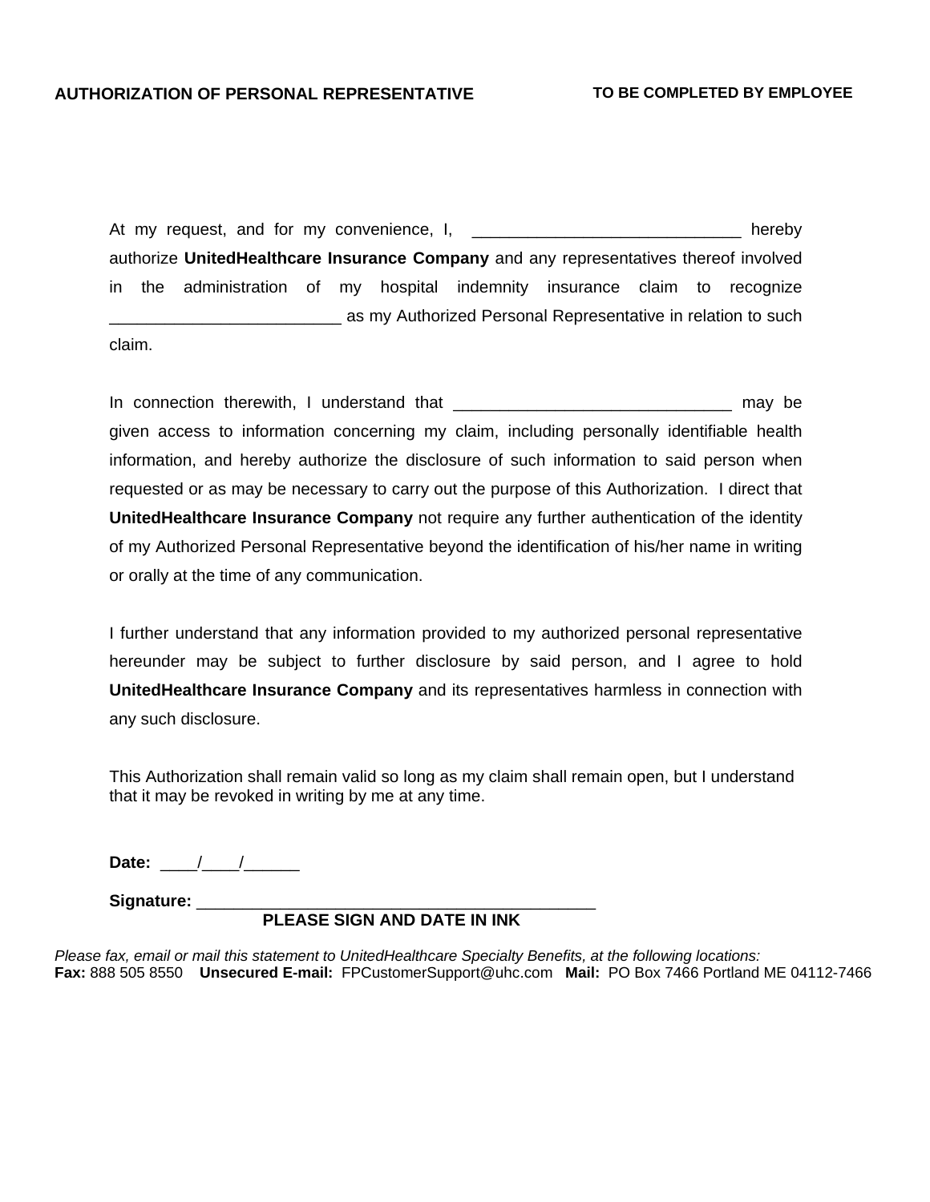**AUTHORIZATION OF PERSONAL REPRESENTATIVE** **TO BE COMPLETED BY EMPLOYEE**

At my request, and for my convenience, I, _____________________________ hereby authorize **UnitedHealthcare Insurance Company** and any representatives thereof involved in the administration of my hospital indemnity insurance claim to recognize _________________________ as my Authorized Personal Representative in relation to such claim.

In connection therewith, I understand that ______________________________ may be given access to information concerning my claim, including personally identifiable health information, and hereby authorize the disclosure of such information to said person when requested or as may be necessary to carry out the purpose of this Authorization. I direct that **UnitedHealthcare Insurance Company** not require any further authentication of the identity of my Authorized Personal Representative beyond the identification of his/her name in writing or orally at the time of any communication.

I further understand that any information provided to my authorized personal representative hereunder may be subject to further disclosure by said person, and I agree to hold **UnitedHealthcare Insurance Company** and its representatives harmless in connection with any such disclosure.

This Authorization shall remain valid so long as my claim shall remain open, but I understand that it may be revoked in writing by me at any time.

**Date:** ____/____/______

**Signature:** ____________________________________________

**PLEASE SIGN AND DATE IN INK**

*Please fax, email or mail this statement to UnitedHealthcare Specialty Benefits, at the following locations:*
**Fax:** 888 505 8550 **Unsecured E-mail:** FPCustomerSupport@uhc.com **Mail:** PO Box 7466 Portland ME 04112-7466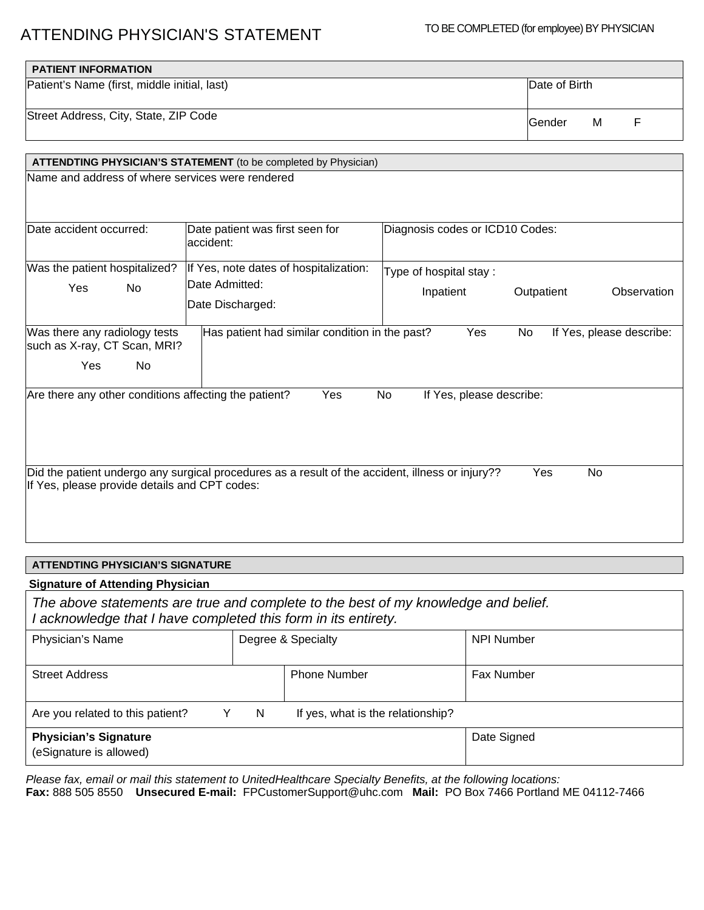# ATTENDING PHYSICIAN'S STATEMENT

TO BE COMPLETED (for employee) BY PHYSICIAN

| **PATIENT INFORMATION** | |
|---|---|
| Patient's Name (first, middle initial, last) | Date of Birth |
| Street Address, City, State, ZIP Code | Gender M F |

| **ATTENDTING PHYSICIAN'S STATEMENT** (to be completed by Physician) | | |
|---|---|---|
| Name and address of where services were rendered | | |
| Date accident occurred: | Date patient was first seen for accident: | Diagnosis codes or ICD10 Codes: |
| Was the patient hospitalized? Yes No | If Yes, note dates of hospitalization: Date Admitted: Date Discharged: | Type of hospital stay : Inpatient Outpatient Observation |
| Was there any radiology tests such as X-ray, CT Scan, MRI? Yes No | Has patient had similar condition in the past? Yes No If Yes, please describe: | |
| Are there any other conditions affecting the patient? Yes No If Yes, please describe: | | |
| Did the patient undergo any surgical procedures as a result of the accident, illness or injury?? Yes No If Yes, please provide details and CPT codes: | | |

| **ATTENDTING PHYSICIAN'S SIGNATURE** | | |
|---|---|---|
| **Signature of Attending Physician** | | |
| *The above statements are true and complete to the best of my knowledge and belief. I acknowledge that I have completed this form in its entirety.* | | |
| Physician's Name | Degree & Specialty | NPI Number |
| Street Address | Phone Number | Fax Number |
| Are you related to this patient? Y N If yes, what is the relationship? | | |
| **Physician's Signature** (eSignature is allowed) | | Date Signed |

*Please fax, email or mail this statement to UnitedHealthcare Specialty Benefits, at the following locations:*
**Fax:** 888 505 8550 **Unsecured E-mail:** FPCustomerSupport@uhc.com **Mail:** PO Box 7466 Portland ME 04112-7466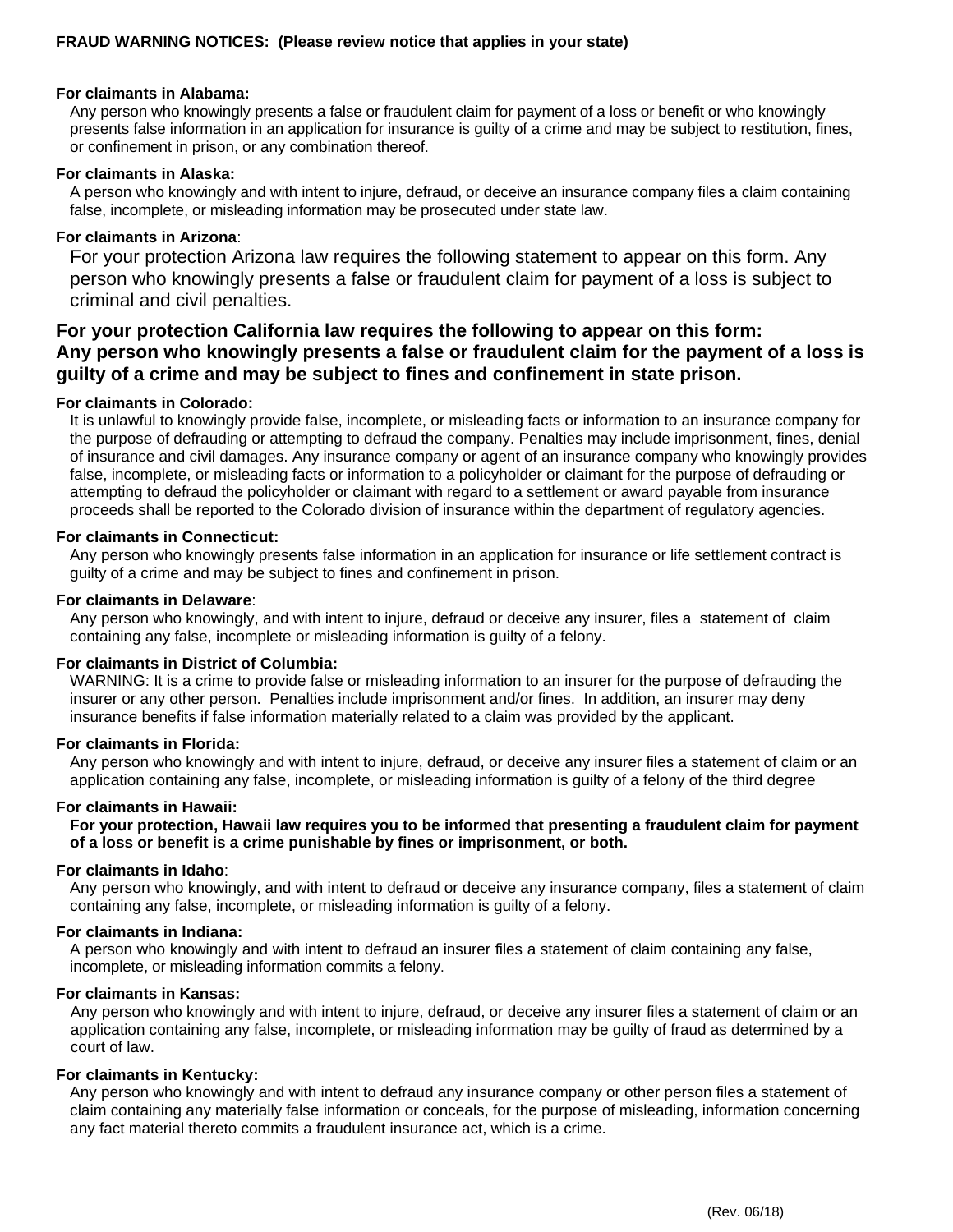**FRAUD WARNING NOTICES: (Please review notice that applies in your state)**

**For claimants in Alabama:**

Any person who knowingly presents a false or fraudulent claim for payment of a loss or benefit or who knowingly presents false information in an application for insurance is guilty of a crime and may be subject to restitution, fines, or confinement in prison, or any combination thereof.

**For claimants in Alaska:**

A person who knowingly and with intent to injure, defraud, or deceive an insurance company files a claim containing false, incomplete, or misleading information may be prosecuted under state law.

**For claimants in Arizona**:

For your protection Arizona law requires the following statement to appear on this form. Any person who knowingly presents a false or fraudulent claim for payment of a loss is subject to criminal and civil penalties.

**For your protection California law requires the following to appear on this form: Any person who knowingly presents a false or fraudulent claim for the payment of a loss is guilty of a crime and may be subject to fines and confinement in state prison.**

**For claimants in Colorado:**

It is unlawful to knowingly provide false, incomplete, or misleading facts or information to an insurance company for the purpose of defrauding or attempting to defraud the company. Penalties may include imprisonment, fines, denial of insurance and civil damages. Any insurance company or agent of an insurance company who knowingly provides false, incomplete, or misleading facts or information to a policyholder or claimant for the purpose of defrauding or attempting to defraud the policyholder or claimant with regard to a settlement or award payable from insurance proceeds shall be reported to the Colorado division of insurance within the department of regulatory agencies.

**For claimants in Connecticut:**

Any person who knowingly presents false information in an application for insurance or life settlement contract is guilty of a crime and may be subject to fines and confinement in prison.

**For claimants in Delaware**:

Any person who knowingly, and with intent to injure, defraud or deceive any insurer, files a statement of claim containing any false, incomplete or misleading information is guilty of a felony.

**For claimants in District of Columbia:**

WARNING: It is a crime to provide false or misleading information to an insurer for the purpose of defrauding the insurer or any other person. Penalties include imprisonment and/or fines. In addition, an insurer may deny insurance benefits if false information materially related to a claim was provided by the applicant.

**For claimants in Florida:**

Any person who knowingly and with intent to injure, defraud, or deceive any insurer files a statement of claim or an application containing any false, incomplete, or misleading information is guilty of a felony of the third degree

**For claimants in Hawaii:**

**For your protection, Hawaii law requires you to be informed that presenting a fraudulent claim for payment of a loss or benefit is a crime punishable by fines or imprisonment, or both.**

**For claimants in Idaho**:

Any person who knowingly, and with intent to defraud or deceive any insurance company, files a statement of claim containing any false, incomplete, or misleading information is guilty of a felony.

**For claimants in Indiana:**

A person who knowingly and with intent to defraud an insurer files a statement of claim containing any false, incomplete, or misleading information commits a felony.

**For claimants in Kansas:**

Any person who knowingly and with intent to injure, defraud, or deceive any insurer files a statement of claim or an application containing any false, incomplete, or misleading information may be guilty of fraud as determined by a court of law.

**For claimants in Kentucky:**

Any person who knowingly and with intent to defraud any insurance company or other person files a statement of claim containing any materially false information or conceals, for the purpose of misleading, information concerning any fact material thereto commits a fraudulent insurance act, which is a crime.

(Rev. 06/18)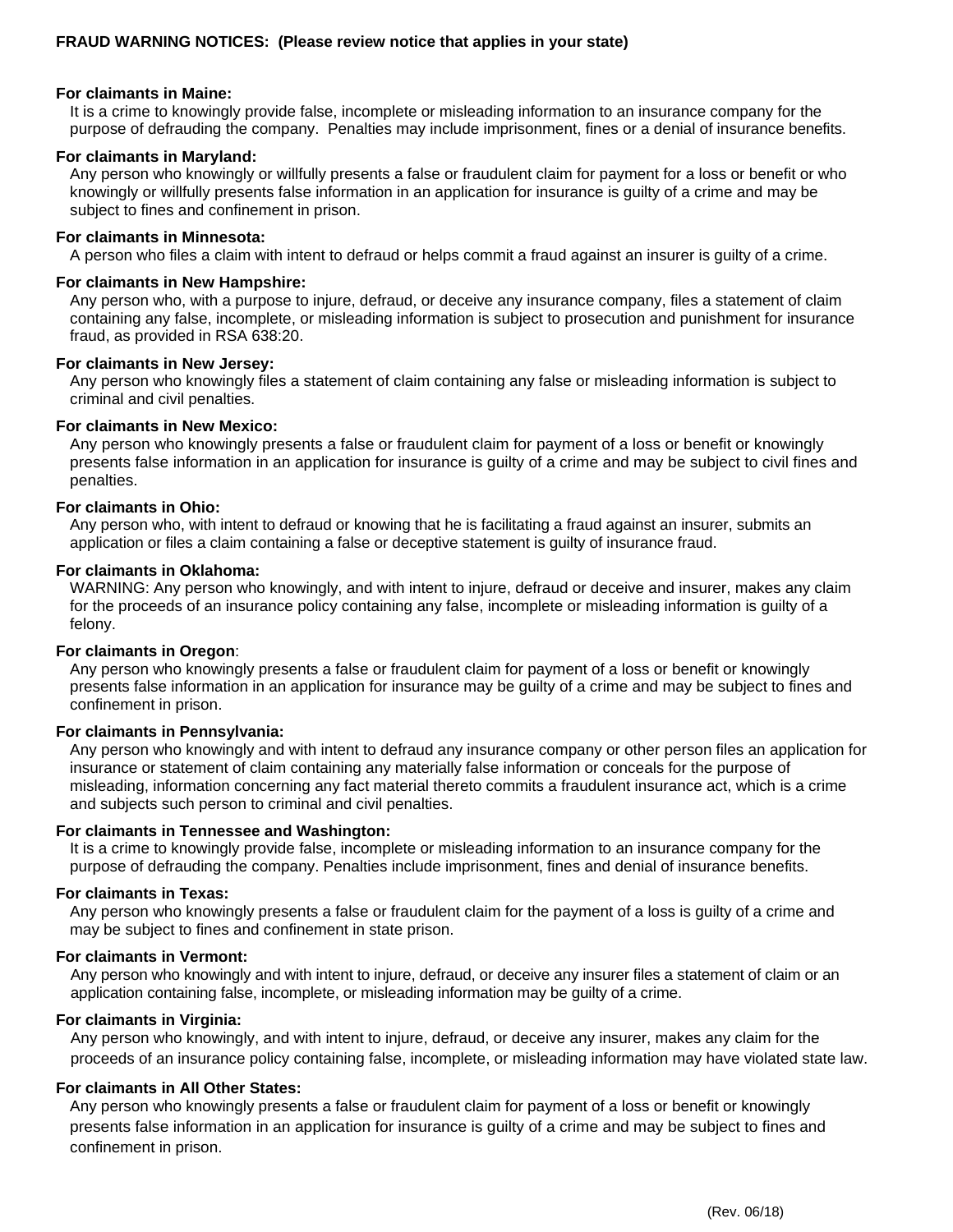**FRAUD WARNING NOTICES: (Please review notice that applies in your state)**

**For claimants in Maine:**

It is a crime to knowingly provide false, incomplete or misleading information to an insurance company for the purpose of defrauding the company. Penalties may include imprisonment, fines or a denial of insurance benefits.

**For claimants in Maryland:**

Any person who knowingly or willfully presents a false or fraudulent claim for payment for a loss or benefit or who knowingly or willfully presents false information in an application for insurance is guilty of a crime and may be subject to fines and confinement in prison.

**For claimants in Minnesota:**

A person who files a claim with intent to defraud or helps commit a fraud against an insurer is guilty of a crime.

**For claimants in New Hampshire:**

Any person who, with a purpose to injure, defraud, or deceive any insurance company, files a statement of claim containing any false, incomplete, or misleading information is subject to prosecution and punishment for insurance fraud, as provided in RSA 638:20.

**For claimants in New Jersey:**

Any person who knowingly files a statement of claim containing any false or misleading information is subject to criminal and civil penalties.

**For claimants in New Mexico:**

Any person who knowingly presents a false or fraudulent claim for payment of a loss or benefit or knowingly presents false information in an application for insurance is guilty of a crime and may be subject to civil fines and penalties.

**For claimants in Ohio:**

Any person who, with intent to defraud or knowing that he is facilitating a fraud against an insurer, submits an application or files a claim containing a false or deceptive statement is guilty of insurance fraud.

**For claimants in Oklahoma:**

WARNING: Any person who knowingly, and with intent to injure, defraud or deceive and insurer, makes any claim for the proceeds of an insurance policy containing any false, incomplete or misleading information is guilty of a felony.

**For claimants in Oregon**:

Any person who knowingly presents a false or fraudulent claim for payment of a loss or benefit or knowingly presents false information in an application for insurance may be guilty of a crime and may be subject to fines and confinement in prison.

**For claimants in Pennsylvania:**

Any person who knowingly and with intent to defraud any insurance company or other person files an application for insurance or statement of claim containing any materially false information or conceals for the purpose of misleading, information concerning any fact material thereto commits a fraudulent insurance act, which is a crime and subjects such person to criminal and civil penalties.

**For claimants in Tennessee and Washington:**

It is a crime to knowingly provide false, incomplete or misleading information to an insurance company for the purpose of defrauding the company. Penalties include imprisonment, fines and denial of insurance benefits.

**For claimants in Texas:**

Any person who knowingly presents a false or fraudulent claim for the payment of a loss is guilty of a crime and may be subject to fines and confinement in state prison.

**For claimants in Vermont:**

Any person who knowingly and with intent to injure, defraud, or deceive any insurer files a statement of claim or an application containing false, incomplete, or misleading information may be guilty of a crime.

**For claimants in Virginia:**

Any person who knowingly, and with intent to injure, defraud, or deceive any insurer, makes any claim for the proceeds of an insurance policy containing false, incomplete, or misleading information may have violated state law.

**For claimants in All Other States:**

Any person who knowingly presents a false or fraudulent claim for payment of a loss or benefit or knowingly presents false information in an application for insurance is guilty of a crime and may be subject to fines and confinement in prison.

(Rev. 06/18)